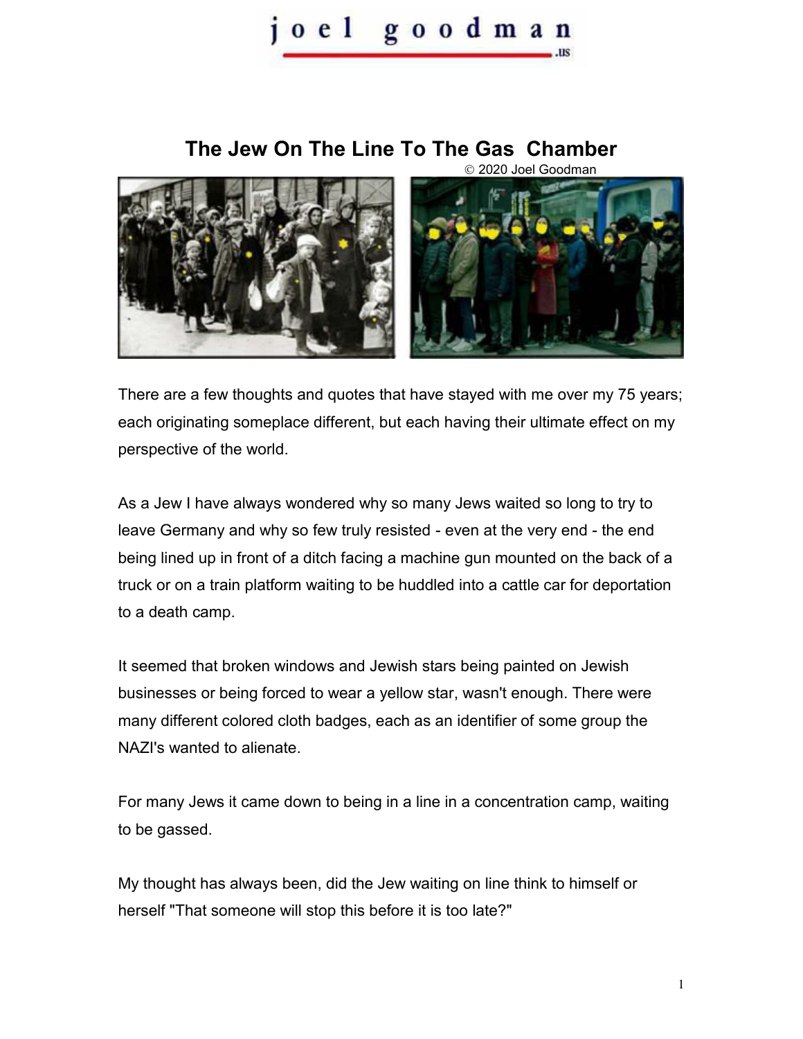# The Jew On The Line To The Gas Chamber

© 2020 Joel Goodman

There are a few thoughts and quotes that have stayed with me over my 75 years; each originating someplace different, but each having their ultimate effect on my perspective of the world.

As a Jew I have always wondered why so many Jews waited so long to try to leave Germany and why so few truly resisted - even at the very end - the end being lined up in front of a ditch facing a machine gun mounted on the back of a truck or on a train platform waiting to be huddled into a cattle car for deportation to a death camp.

It seemed that broken windows and Jewish stars being painted on Jewish businesses or being forced to wear a yellow star, wasn't enough. There were many different colored cloth badges, each as an identifier of some group the NAZI's wanted to alienate.

For many Jews it came down to being in a line in a concentration camp, waiting to be gassed.

My thought has always been, did the Jew waiting on line think to himself or herself "That someone will stop this before it is too late?"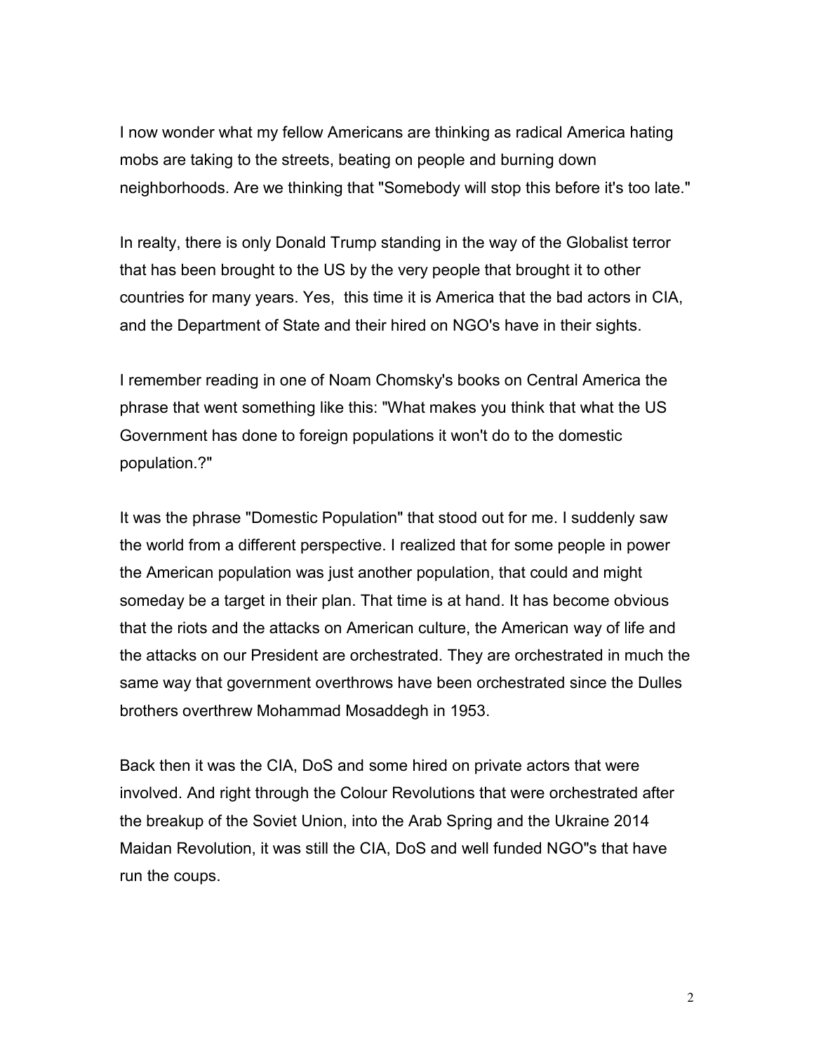I now wonder what my fellow Americans are thinking as radical America hating mobs are taking to the streets, beating on people and burning down neighborhoods. Are we thinking that "Somebody will stop this before it's too late."

In realty, there is only Donald Trump standing in the way of the Globalist terror that has been brought to the US by the very people that brought it to other countries for many years. Yes,  this time it is America that the bad actors in CIA, and the Department of State and their hired on NGO's have in their sights.

I remember reading in one of Noam Chomsky's books on Central America the phrase that went something like this: "What makes you think that what the US Government has done to foreign populations it won't do to the domestic population.?"

It was the phrase "Domestic Population" that stood out for me. I suddenly saw the world from a different perspective. I realized that for some people in power the American population was just another population, that could and might someday be a target in their plan. That time is at hand. It has become obvious that the riots and the attacks on American culture, the American way of life and the attacks on our President are orchestrated. They are orchestrated in much the same way that government overthrows have been orchestrated since the Dulles brothers overthrew Mohammad Mosaddegh in 1953.

Back then it was the CIA, DoS and some hired on private actors that were involved. And right through the Colour Revolutions that were orchestrated after the breakup of the Soviet Union, into the Arab Spring and the Ukraine 2014 Maidan Revolution, it was still the CIA, DoS and well funded NGO"s that have run the coups.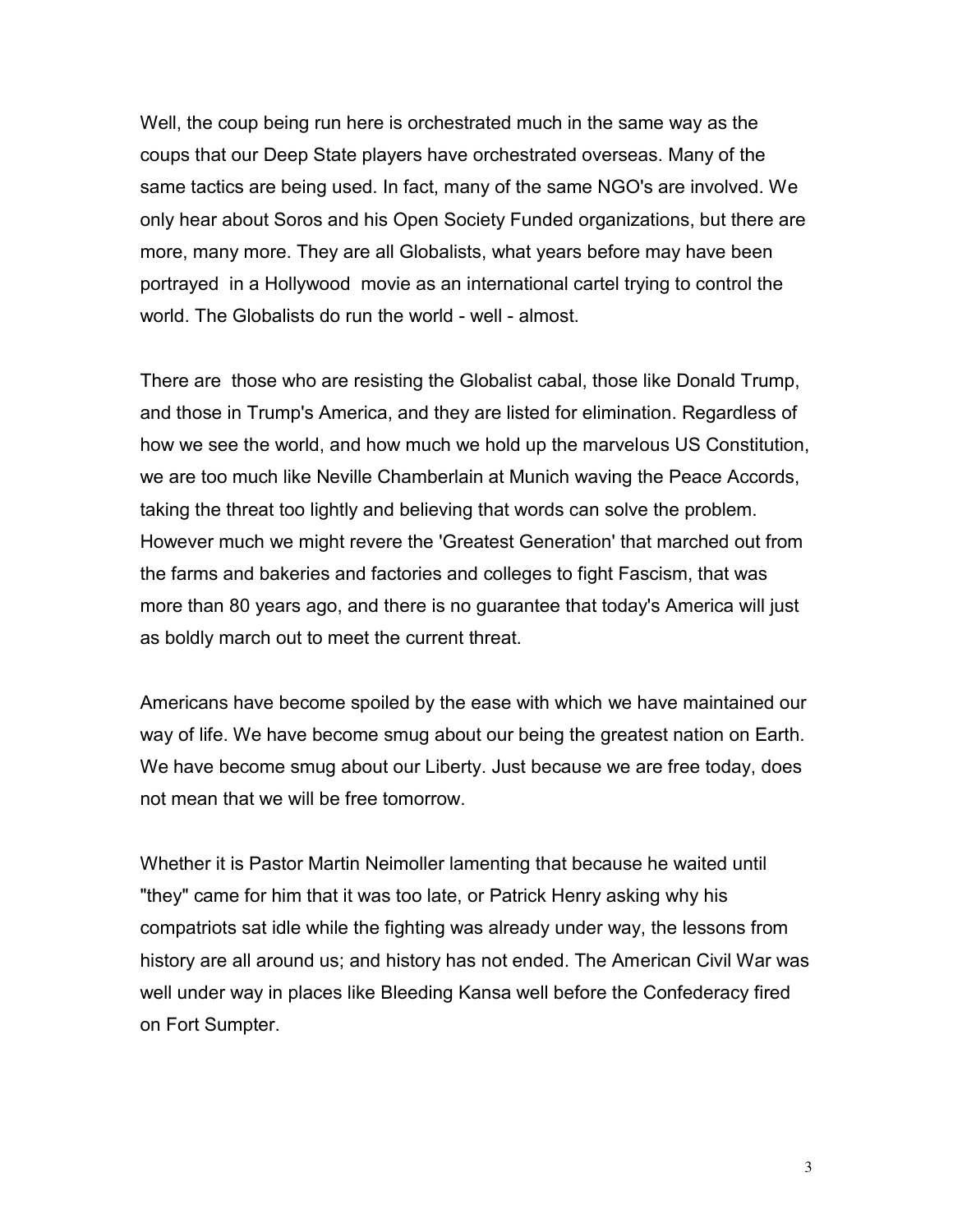Well, the coup being run here is orchestrated much in the same way as the coups that our Deep State players have orchestrated overseas. Many of the same tactics are being used. In fact, many of the same NGO's are involved. We only hear about Soros and his Open Society Funded organizations, but there are more, many more. They are all Globalists, what years before may have been portrayed in a Hollywood movie as an international cartel trying to control the world. The Globalists do run the world - well - almost.

There are those who are resisting the Globalist cabal, those like Donald Trump, and those in Trump's America, and they are listed for elimination. Regardless of how we see the world, and how much we hold up the marvelous US Constitution, we are too much like Neville Chamberlain at Munich waving the Peace Accords, taking the threat too lightly and believing that words can solve the problem. However much we might revere the 'Greatest Generation' that marched out from the farms and bakeries and factories and colleges to fight Fascism, that was more than 80 years ago, and there is no guarantee that today's America will just as boldly march out to meet the current threat.

Americans have become spoiled by the ease with which we have maintained our way of life. We have become smug about our being the greatest nation on Earth. We have become smug about our Liberty. Just because we are free today, does not mean that we will be free tomorrow.

Whether it is Pastor Martin Neimoller lamenting that because he waited until "they" came for him that it was too late, or Patrick Henry asking why his compatriots sat idle while the fighting was already under way, the lessons from history are all around us; and history has not ended. The American Civil War was well under way in places like Bleeding Kansa well before the Confederacy fired on Fort Sumpter.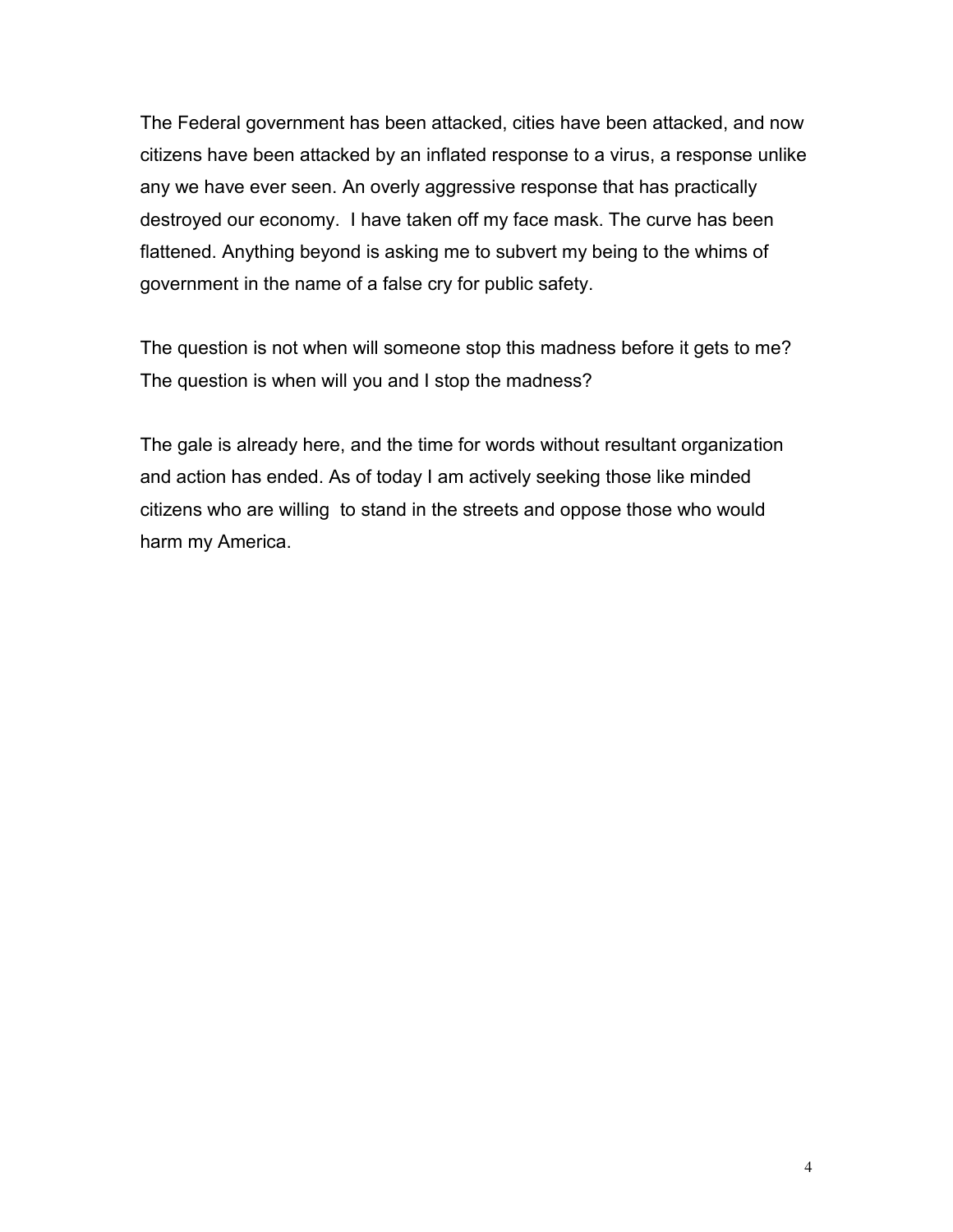The Federal government has been attacked, cities have been attacked, and now citizens have been attacked by an inflated response to a virus, a response unlike any we have ever seen. An overly aggressive response that has practically destroyed our economy.  I have taken off my face mask. The curve has been flattened. Anything beyond is asking me to subvert my being to the whims of government in the name of a false cry for public safety.

The question is not when will someone stop this madness before it gets to me? The question is when will you and I stop the madness?

The gale is already here, and the time for words without resultant organization and action has ended. As of today I am actively seeking those like minded citizens who are willing  to stand in the streets and oppose those who would harm my America.